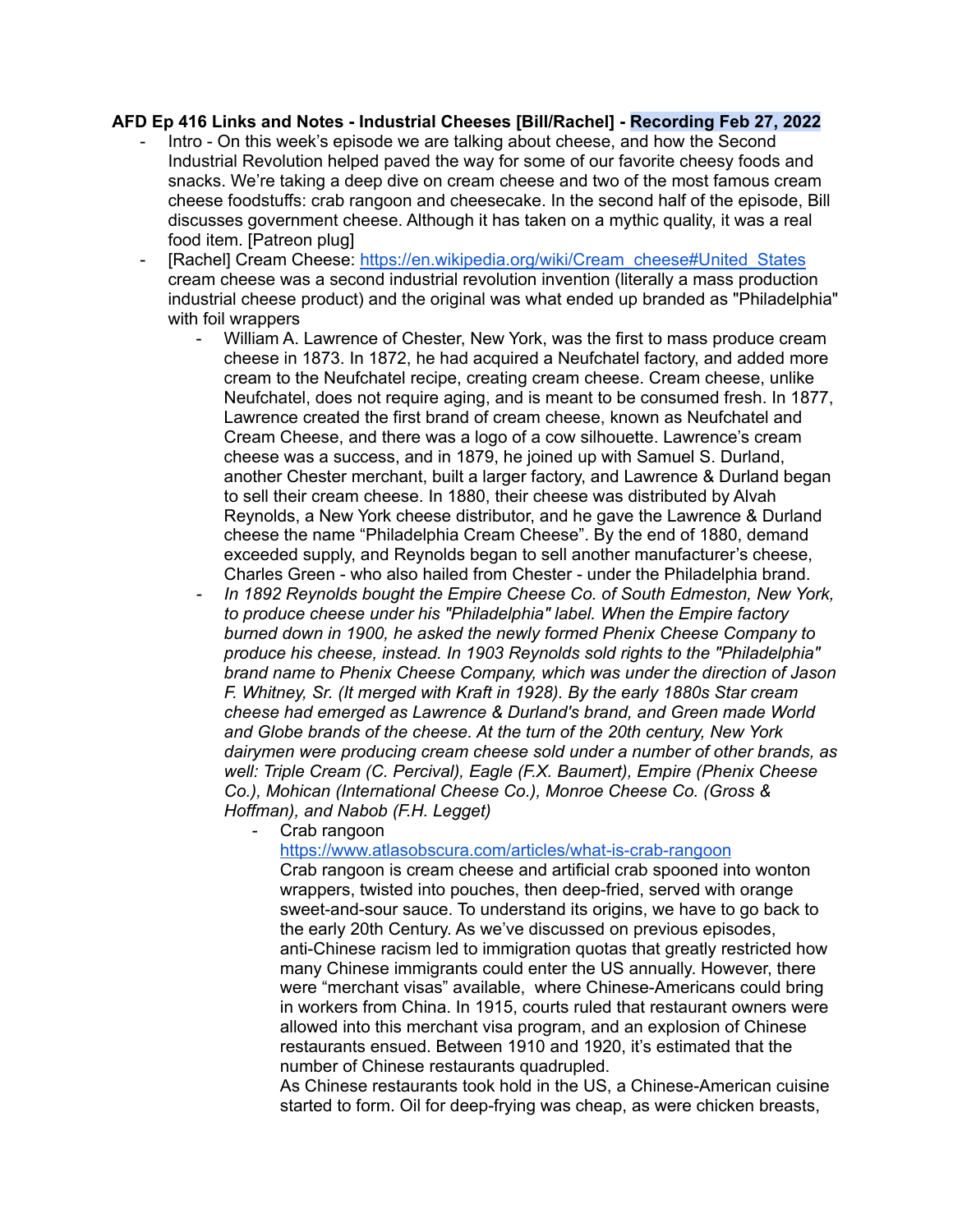**AFD Ep 416 Links and Notes - Industrial Cheeses [Bill/Rachel] - Recording Feb 27, 2022**

- Intro - On this week's episode we are talking about cheese, and how the Second Industrial Revolution helped paved the way for some of our favorite cheesy foods and snacks. We're taking a deep dive on cream cheese and two of the most famous cream cheese foodstuffs: crab rangoon and cheesecake. In the second half of the episode, Bill discusses government cheese. Although it has taken on a mythic quality, it was a real food item. [Patreon plug]
- [Rachel] Cream Cheese: [https://en.wikipedia.org/wiki/Cream_cheese#United_States](https://en.wikipedia.org/wiki/Cream_cheese#United_States) cream cheese was a second industrial revolution invention (literally a mass production industrial cheese product) and the original was what ended up branded as "Philadelphia" with foil wrappers
    - William A. Lawrence of Chester, New York, was the first to mass produce cream cheese in 1873. In 1872, he had acquired a Neufchatel factory, and added more cream to the Neufchatel recipe, creating cream cheese. Cream cheese, unlike Neufchatel, does not require aging, and is meant to be consumed fresh. In 1877, Lawrence created the first brand of cream cheese, known as Neufchatel and Cream Cheese, and there was a logo of a cow silhouette. Lawrence's cream cheese was a success, and in 1879, he joined up with Samuel S. Durland, another Chester merchant, built a larger factory, and Lawrence & Durland began to sell their cream cheese. In 1880, their cheese was distributed by Alvah Reynolds, a New York cheese distributor, and he gave the Lawrence & Durland cheese the name "Philadelphia Cream Cheese". By the end of 1880, demand exceeded supply, and Reynolds began to sell another manufacturer's cheese, Charles Green - who also hailed from Chester - under the Philadelphia brand.
    - *In 1892 Reynolds bought the Empire Cheese Co. of South Edmeston, New York, to produce cheese under his "Philadelphia" label. When the Empire factory burned down in 1900, he asked the newly formed Phenix Cheese Company to produce his cheese, instead. In 1903 Reynolds sold rights to the "Philadelphia" brand name to Phenix Cheese Company, which was under the direction of Jason F. Whitney, Sr. (It merged with Kraft in 1928). By the early 1880s Star cream cheese had emerged as Lawrence & Durland's brand, and Green made World and Globe brands of the cheese. At the turn of the 20th century, New York dairymen were producing cream cheese sold under a number of other brands, as well: Triple Cream (C. Percival), Eagle (F.X. Baumert), Empire (Phenix Cheese Co.), Mohican (International Cheese Co.), Monroe Cheese Co. (Gross & Hoffman), and Nabob (F.H. Legget)*
        - Crab rangoon
          [https://www.atlasobscura.com/articles/what-is-crab-rangoon](https://www.atlasobscura.com/articles/what-is-crab-rangoon)
          Crab rangoon is cream cheese and artificial crab spooned into wonton wrappers, twisted into pouches, then deep-fried, served with orange sweet-and-sour sauce. To understand its origins, we have to go back to the early 20th Century. As we've discussed on previous episodes, anti-Chinese racism led to immigration quotas that greatly restricted how many Chinese immigrants could enter the US annually. However, there were "merchant visas" available, where Chinese-Americans could bring in workers from China. In 1915, courts ruled that restaurant owners were allowed into this merchant visa program, and an explosion of Chinese restaurants ensued. Between 1910 and 1920, it's estimated that the number of Chinese restaurants quadrupled.
          As Chinese restaurants took hold in the US, a Chinese-American cuisine started to form. Oil for deep-frying was cheap, as were chicken breasts,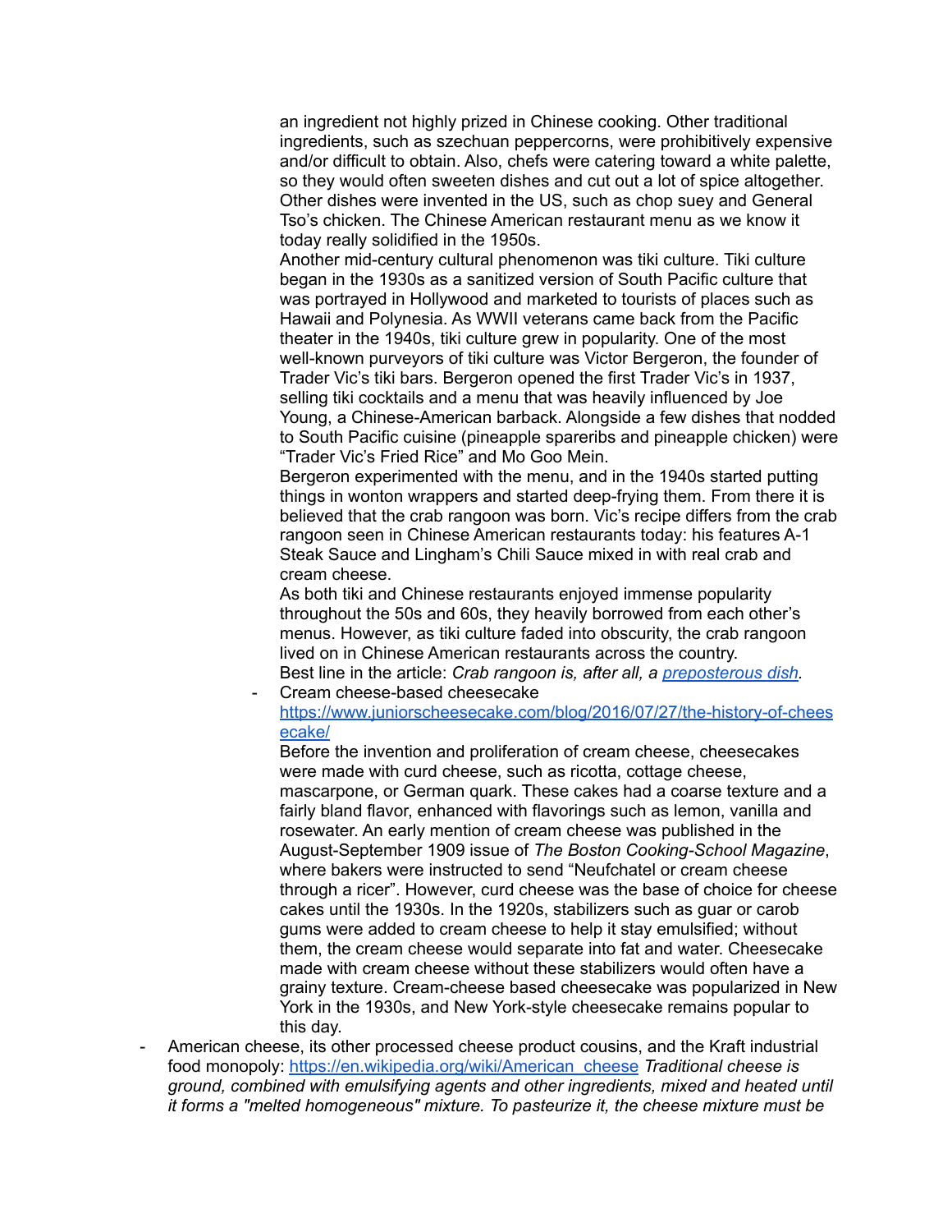an ingredient not highly prized in Chinese cooking. Other traditional ingredients, such as szechuan peppercorns, were prohibitively expensive and/or difficult to obtain. Also, chefs were catering toward a white palette, so they would often sweeten dishes and cut out a lot of spice altogether. Other dishes were invented in the US, such as chop suey and General Tso's chicken. The Chinese American restaurant menu as we know it today really solidified in the 1950s.

Another mid-century cultural phenomenon was tiki culture. Tiki culture began in the 1930s as a sanitized version of South Pacific culture that was portrayed in Hollywood and marketed to tourists of places such as Hawaii and Polynesia. As WWII veterans came back from the Pacific theater in the 1940s, tiki culture grew in popularity. One of the most well-known purveyors of tiki culture was Victor Bergeron, the founder of Trader Vic's tiki bars. Bergeron opened the first Trader Vic's in 1937, selling tiki cocktails and a menu that was heavily influenced by Joe Young, a Chinese-American barback. Alongside a few dishes that nodded to South Pacific cuisine (pineapple spareribs and pineapple chicken) were "Trader Vic's Fried Rice" and Mo Goo Mein.

Bergeron experimented with the menu, and in the 1940s started putting things in wonton wrappers and started deep-frying them. From there it is believed that the crab rangoon was born. Vic's recipe differs from the crab rangoon seen in Chinese American restaurants today: his features A-1 Steak Sauce and Lingham's Chili Sauce mixed in with real crab and cream cheese.

As both tiki and Chinese restaurants enjoyed immense popularity throughout the 50s and 60s, they heavily borrowed from each other's menus. However, as tiki culture faded into obscurity, the crab rangoon lived on in Chinese American restaurants across the country.

Best line in the article: *Crab rangoon is, after all, a [preposterous dish](preposterous dish).*

- Cream cheese-based cheesecake
  https://www.juniorscheesecake.com/blog/2016/07/27/the-history-of-cheesecake/
  Before the invention and proliferation of cream cheese, cheesecakes were made with curd cheese, such as ricotta, cottage cheese, mascarpone, or German quark. These cakes had a coarse texture and a fairly bland flavor, enhanced with flavorings such as lemon, vanilla and rosewater. An early mention of cream cheese was published in the August-September 1909 issue of *The Boston Cooking-School Magazine*, where bakers were instructed to send "Neufchatel or cream cheese through a ricer". However, curd cheese was the base of choice for cheese cakes until the 1930s. In the 1920s, stabilizers such as guar or carob gums were added to cream cheese to help it stay emulsified; without them, the cream cheese would separate into fat and water. Cheesecake made with cream cheese without these stabilizers would often have a grainy texture. Cream-cheese based cheesecake was popularized in New York in the 1930s, and New York-style cheesecake remains popular to this day.

- American cheese, its other processed cheese product cousins, and the Kraft industrial food monopoly: https://en.wikipedia.org/wiki/American_cheese *Traditional cheese is ground, combined with emulsifying agents and other ingredients, mixed and heated until it forms a "melted homogeneous" mixture. To pasteurize it, the cheese mixture must be*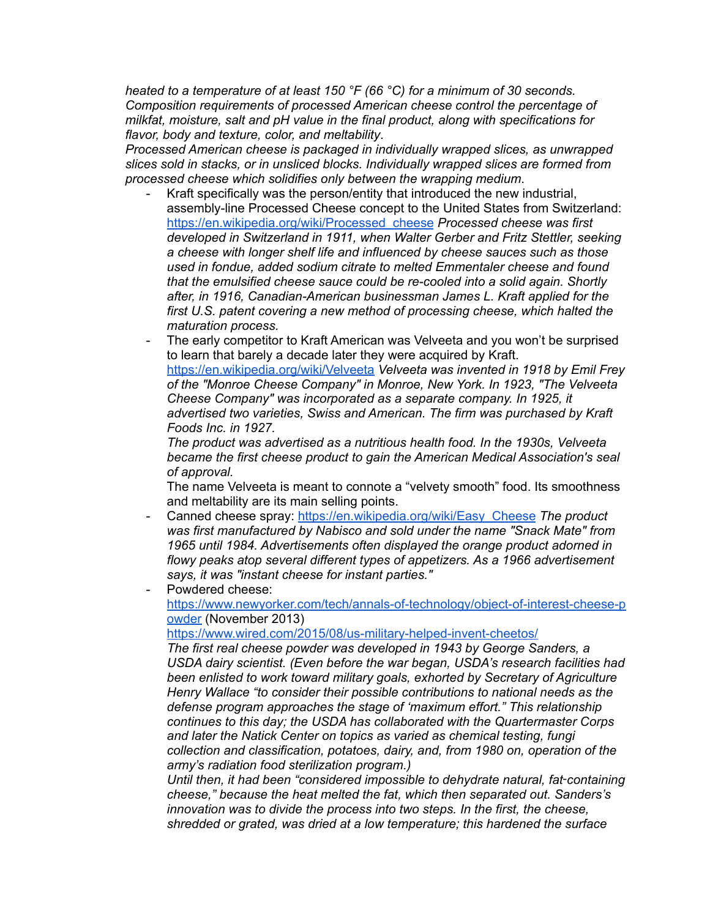*heated to a temperature of at least 150 °F (66 °C) for a minimum of 30 seconds. Composition requirements of processed American cheese control the percentage of milkfat, moisture, salt and pH value in the final product, along with specifications for flavor, body and texture, color, and meltability*.

*Processed American cheese is packaged in individually wrapped slices, as unwrapped slices sold in stacks, or in unsliced blocks. Individually wrapped slices are formed from processed cheese which solidifies only between the wrapping medium*.

- Kraft specifically was the person/entity that introduced the new industrial, assembly-line Processed Cheese concept to the United States from Switzerland: [https://en.wikipedia.org/wiki/Processed_cheese](https://en.wikipedia.org/wiki/Processed_cheese) *Processed cheese was first developed in Switzerland in 1911, when Walter Gerber and Fritz Stettler, seeking a cheese with longer shelf life and influenced by cheese sauces such as those used in fondue, added sodium citrate to melted Emmentaler cheese and found that the emulsified cheese sauce could be re-cooled into a solid again. Shortly after, in 1916, Canadian-American businessman James L. Kraft applied for the first U.S. patent covering a new method of processing cheese, which halted the maturation process.*
- The early competitor to Kraft American was Velveeta and you won't be surprised to learn that barely a decade later they were acquired by Kraft. [https://en.wikipedia.org/wiki/Velveeta](https://en.wikipedia.org/wiki/Velveeta) *Velveeta was invented in 1918 by Emil Frey of the "Monroe Cheese Company" in Monroe, New York. In 1923, "The Velveeta Cheese Company" was incorporated as a separate company. In 1925, it advertised two varieties, Swiss and American. The firm was purchased by Kraft Foods Inc. in 1927.*
  *The product was advertised as a nutritious health food. In the 1930s, Velveeta became the first cheese product to gain the American Medical Association's seal of approval.*
  The name Velveeta is meant to connote a "velvety smooth" food. Its smoothness and meltability are its main selling points.
- Canned cheese spray: [https://en.wikipedia.org/wiki/Easy_Cheese](https://en.wikipedia.org/wiki/Easy_Cheese) *The product was first manufactured by Nabisco and sold under the name "Snack Mate" from 1965 until 1984. Advertisements often displayed the orange product adorned in flowy peaks atop several different types of appetizers. As a 1966 advertisement says, it was "instant cheese for instant parties."*
- Powdered cheese: [https://www.newyorker.com/tech/annals-of-technology/object-of-interest-cheese-powder](https://www.newyorker.com/tech/annals-of-technology/object-of-interest-cheese-powder) (November 2013)
  [https://www.wired.com/2015/08/us-military-helped-invent-cheetos/](https://www.wired.com/2015/08/us-military-helped-invent-cheetos/)
  *The first real cheese powder was developed in 1943 by George Sanders, a USDA dairy scientist. (Even before the war began, USDA's research facilities had been enlisted to work toward military goals, exhorted by Secretary of Agriculture Henry Wallace "to consider their possible contributions to national needs as the defense program approaches the stage of 'maximum effort." This relationship continues to this day; the USDA has collaborated with the Quartermaster Corps and later the Natick Center on topics as varied as chemical testing, fungi collection and classification, potatoes, dairy, and, from 1980 on, operation of the army's radiation food sterilization program.)*
  *Until then, it had been "considered impossible to dehydrate natural, fat-containing cheese," because the heat melted the fat, which then separated out. Sanders's innovation was to divide the process into two steps. In the first, the cheese, shredded or grated, was dried at a low temperature; this hardened the surface*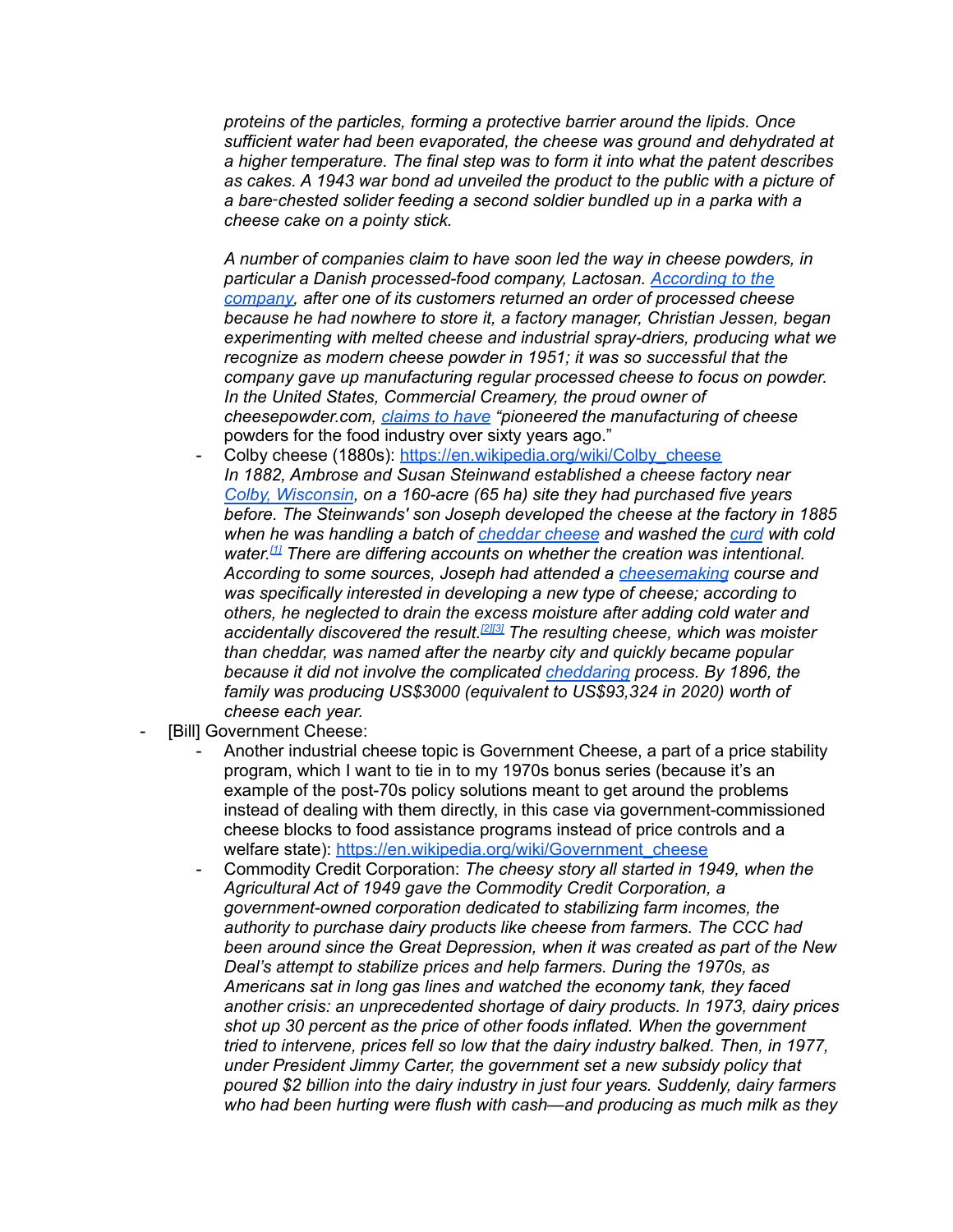*proteins of the particles, forming a protective barrier around the lipids. Once sufficient water had been evaporated, the cheese was ground and dehydrated at a higher temperature. The final step was to form it into what the patent describes as cakes. A 1943 war bond ad unveiled the product to the public with a picture of a bare-chested solider feeding a second soldier bundled up in a parka with a cheese cake on a pointy stick.*

*A number of companies claim to have soon led the way in cheese powders, in particular a Danish processed-food company, Lactosan. According to the company, after one of its customers returned an order of processed cheese because he had nowhere to store it, a factory manager, Christian Jessen, began experimenting with melted cheese and industrial spray-driers, producing what we recognize as modern cheese powder in 1951; it was so successful that the company gave up manufacturing regular processed cheese to focus on powder. In the United States, Commercial Creamery, the proud owner of cheesepowder.com, claims to have "pioneered the manufacturing of cheese* powders for the food industry over sixty years ago."

- Colby cheese (1880s): https://en.wikipedia.org/wiki/Colby_cheese
  *In 1882, Ambrose and Susan Steinwand established a cheese factory near Colby, Wisconsin, on a 160-acre (65 ha) site they had purchased five years before. The Steinwands' son Joseph developed the cheese at the factory in 1885 when he was handling a batch of cheddar cheese and washed the curd with cold water.[1] There are differing accounts on whether the creation was intentional. According to some sources, Joseph had attended a cheesemaking course and was specifically interested in developing a new type of cheese; according to others, he neglected to drain the excess moisture after adding cold water and accidentally discovered the result.[2][3] The resulting cheese, which was moister than cheddar, was named after the nearby city and quickly became popular because it did not involve the complicated cheddaring process. By 1896, the family was producing US$3000 (equivalent to US$93,324 in 2020) worth of cheese each year.*

- [Bill] Government Cheese:
  - Another industrial cheese topic is Government Cheese, a part of a price stability program, which I want to tie in to my 1970s bonus series (because it's an example of the post-70s policy solutions meant to get around the problems instead of dealing with them directly, in this case via government-commissioned cheese blocks to food assistance programs instead of price controls and a welfare state): https://en.wikipedia.org/wiki/Government_cheese
  - Commodity Credit Corporation: *The cheesy story all started in 1949, when the Agricultural Act of 1949 gave the Commodity Credit Corporation, a government-owned corporation dedicated to stabilizing farm incomes, the authority to purchase dairy products like cheese from farmers. The CCC had been around since the Great Depression, when it was created as part of the New Deal's attempt to stabilize prices and help farmers. During the 1970s, as Americans sat in long gas lines and watched the economy tank, they faced another crisis: an unprecedented shortage of dairy products. In 1973, dairy prices shot up 30 percent as the price of other foods inflated. When the government tried to intervene, prices fell so low that the dairy industry balked. Then, in 1977, under President Jimmy Carter, the government set a new subsidy policy that poured $2 billion into the dairy industry in just four years. Suddenly, dairy farmers who had been hurting were flush with cash—and producing as much milk as they*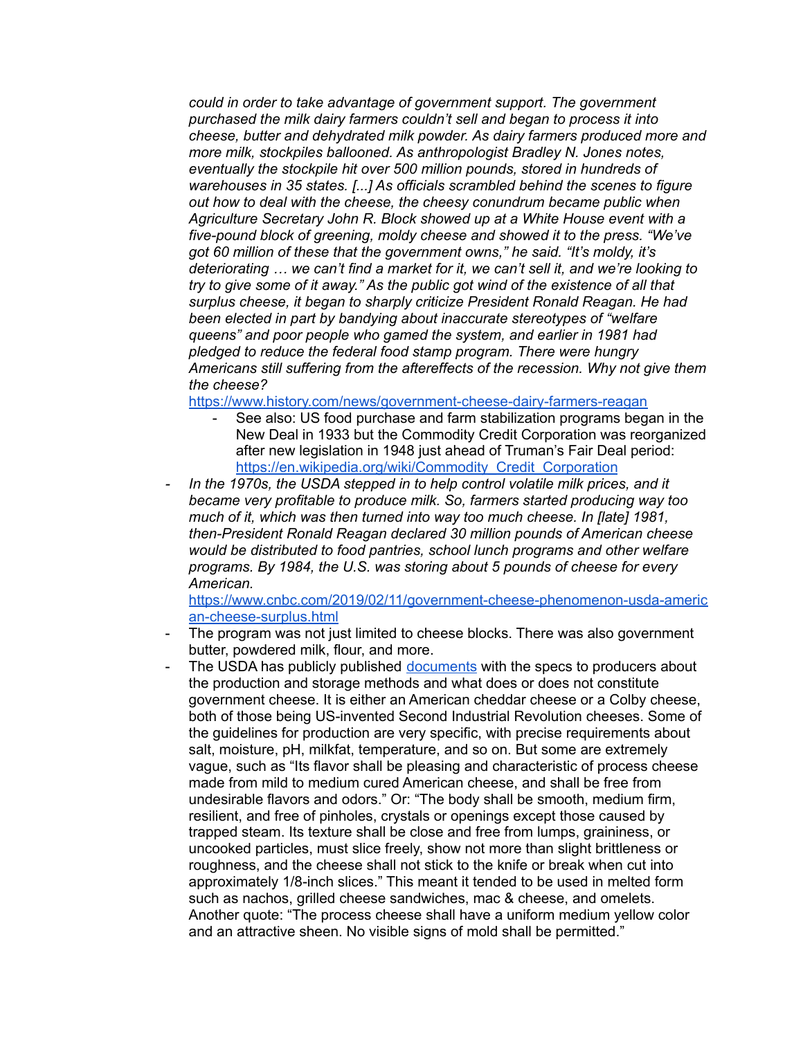*could in order to take advantage of government support. The government purchased the milk dairy farmers couldn't sell and began to process it into cheese, butter and dehydrated milk powder. As dairy farmers produced more and more milk, stockpiles ballooned. As anthropologist Bradley N. Jones notes, eventually the stockpile hit over 500 million pounds, stored in hundreds of warehouses in 35 states. [...] As officials scrambled behind the scenes to figure out how to deal with the cheese, the cheesy conundrum became public when Agriculture Secretary John R. Block showed up at a White House event with a five-pound block of greening, moldy cheese and showed it to the press. "We've got 60 million of these that the government owns," he said. "It's moldy, it's deteriorating … we can't find a market for it, we can't sell it, and we're looking to try to give some of it away." As the public got wind of the existence of all that surplus cheese, it began to sharply criticize President Ronald Reagan. He had been elected in part by bandying about inaccurate stereotypes of "welfare queens" and poor people who gamed the system, and earlier in 1981 had pledged to reduce the federal food stamp program. There were hungry Americans still suffering from the aftereffects of the recession. Why not give them the cheese?*
https://www.history.com/news/government-cheese-dairy-farmers-reagan
    - See also: US food purchase and farm stabilization programs began in the New Deal in 1933 but the Commodity Credit Corporation was reorganized after new legislation in 1948 just ahead of Truman's Fair Deal period: https://en.wikipedia.org/wiki/Commodity_Credit_Corporation
- *In the 1970s, the USDA stepped in to help control volatile milk prices, and it became very profitable to produce milk. So, farmers started producing way too much of it, which was then turned into way too much cheese. In [late] 1981, then-President Ronald Reagan declared 30 million pounds of American cheese would be distributed to food pantries, school lunch programs and other welfare programs. By 1984, the U.S. was storing about 5 pounds of cheese for every American.*
https://www.cnbc.com/2019/02/11/government-cheese-phenomenon-usda-american-cheese-surplus.html
- The program was not just limited to cheese blocks. There was also government butter, powdered milk, flour, and more.
- The USDA has publicly published documents with the specs to producers about the production and storage methods and what does or does not constitute government cheese. It is either an American cheddar cheese or a Colby cheese, both of those being US-invented Second Industrial Revolution cheeses. Some of the guidelines for production are very specific, with precise requirements about salt, moisture, pH, milkfat, temperature, and so on. But some are extremely vague, such as "Its flavor shall be pleasing and characteristic of process cheese made from mild to medium cured American cheese, and shall be free from undesirable flavors and odors." Or: "The body shall be smooth, medium firm, resilient, and free of pinholes, crystals or openings except those caused by trapped steam. Its texture shall be close and free from lumps, graininess, or uncooked particles, must slice freely, show not more than slight brittleness or roughness, and the cheese shall not stick to the knife or break when cut into approximately 1/8-inch slices." This meant it tended to be used in melted form such as nachos, grilled cheese sandwiches, mac & cheese, and omelets. Another quote: "The process cheese shall have a uniform medium yellow color and an attractive sheen. No visible signs of mold shall be permitted."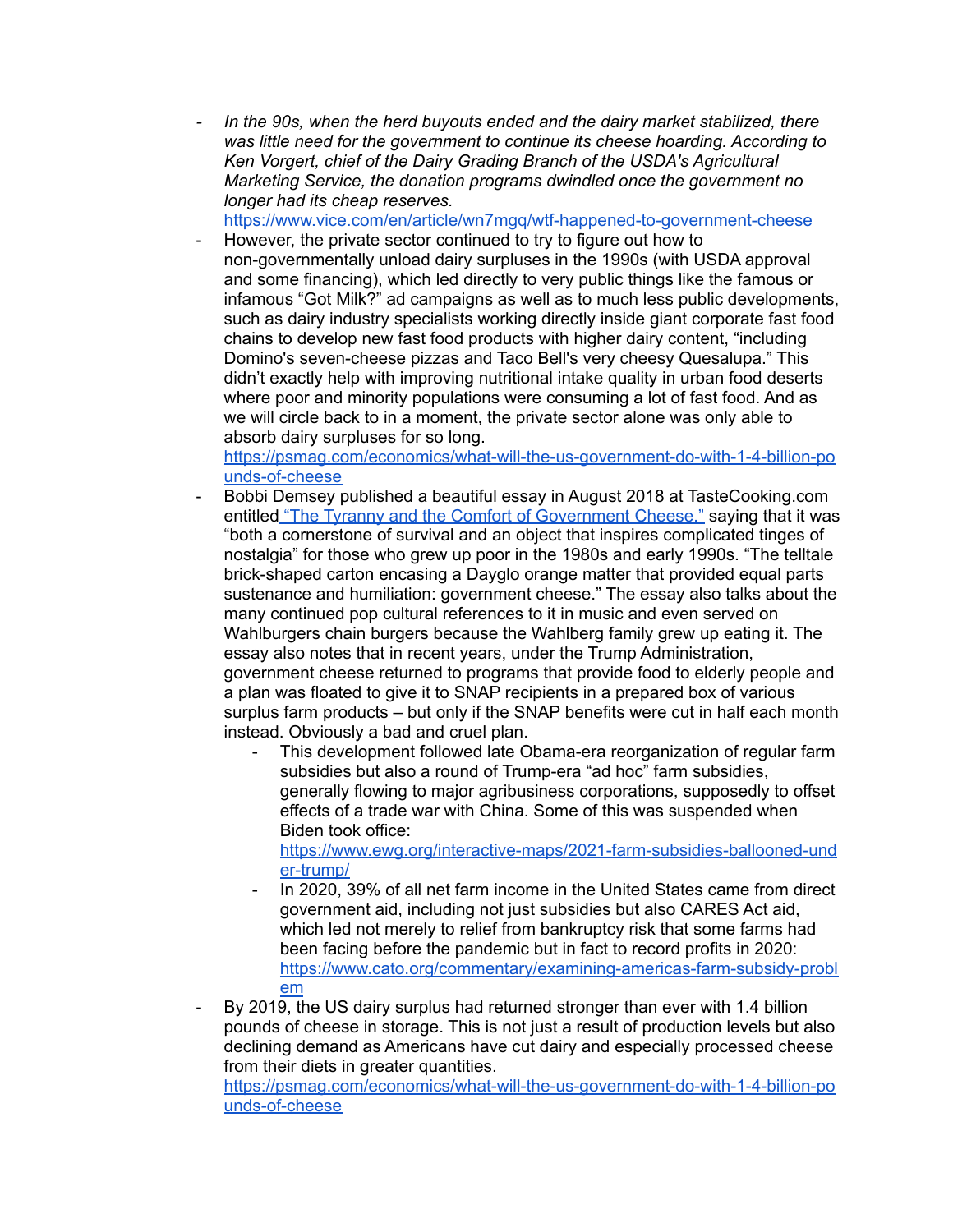- *In the 90s, when the herd buyouts ended and the dairy market stabilized, there was little need for the government to continue its cheese hoarding. According to Ken Vorgert, chief of the Dairy Grading Branch of the USDA's Agricultural Marketing Service, the donation programs dwindled once the government no longer had its cheap reserves.*
  [https://www.vice.com/en/article/wn7mgq/wtf-happened-to-government-cheese](https://www.vice.com/en/article/wn7mgq/wtf-happened-to-government-cheese)
- However, the private sector continued to try to figure out how to non-governmentally unload dairy surpluses in the 1990s (with USDA approval and some financing), which led directly to very public things like the famous or infamous "Got Milk?" ad campaigns as well as to much less public developments, such as dairy industry specialists working directly inside giant corporate fast food chains to develop new fast food products with higher dairy content, "including Domino's seven-cheese pizzas and Taco Bell's very cheesy Quesalupa." This didn't exactly help with improving nutritional intake quality in urban food deserts where poor and minority populations were consuming a lot of fast food. And as we will circle back to in a moment, the private sector alone was only able to absorb dairy surpluses for so long.
  [https://psmag.com/economics/what-will-the-us-government-do-with-1-4-billion-pounds-of-cheese](https://psmag.com/economics/what-will-the-us-government-do-with-1-4-billion-pounds-of-cheese)
- Bobbi Demsey published a beautiful essay in August 2018 at TasteCooking.com entitled ["The Tyranny and the Comfort of Government Cheese,"](#) saying that it was "both a cornerstone of survival and an object that inspires complicated tinges of nostalgia" for those who grew up poor in the 1980s and early 1990s. "The telltale brick-shaped carton encasing a Dayglo orange matter that provided equal parts sustenance and humiliation: government cheese." The essay also talks about the many continued pop cultural references to it in music and even served on Wahlburgers chain burgers because the Wahlberg family grew up eating it. The essay also notes that in recent years, under the Trump Administration, government cheese returned to programs that provide food to elderly people and a plan was floated to give it to SNAP recipients in a prepared box of various surplus farm products – but only if the SNAP benefits were cut in half each month instead. Obviously a bad and cruel plan.
  - This development followed late Obama-era reorganization of regular farm subsidies but also a round of Trump-era "ad hoc" farm subsidies, generally flowing to major agribusiness corporations, supposedly to offset effects of a trade war with China. Some of this was suspended when Biden took office:
    [https://www.ewg.org/interactive-maps/2021-farm-subsidies-ballooned-under-trump/](https://www.ewg.org/interactive-maps/2021-farm-subsidies-ballooned-under-trump/)
  - In 2020, 39% of all net farm income in the United States came from direct government aid, including not just subsidies but also CARES Act aid, which led not merely to relief from bankruptcy risk that some farms had been facing before the pandemic but in fact to record profits in 2020:
    [https://www.cato.org/commentary/examining-americas-farm-subsidy-problem](https://www.cato.org/commentary/examining-americas-farm-subsidy-problem)
- By 2019, the US dairy surplus had returned stronger than ever with 1.4 billion pounds of cheese in storage. This is not just a result of production levels but also declining demand as Americans have cut dairy and especially processed cheese from their diets in greater quantities.
  [https://psmag.com/economics/what-will-the-us-government-do-with-1-4-billion-pounds-of-cheese](https://psmag.com/economics/what-will-the-us-government-do-with-1-4-billion-pounds-of-cheese)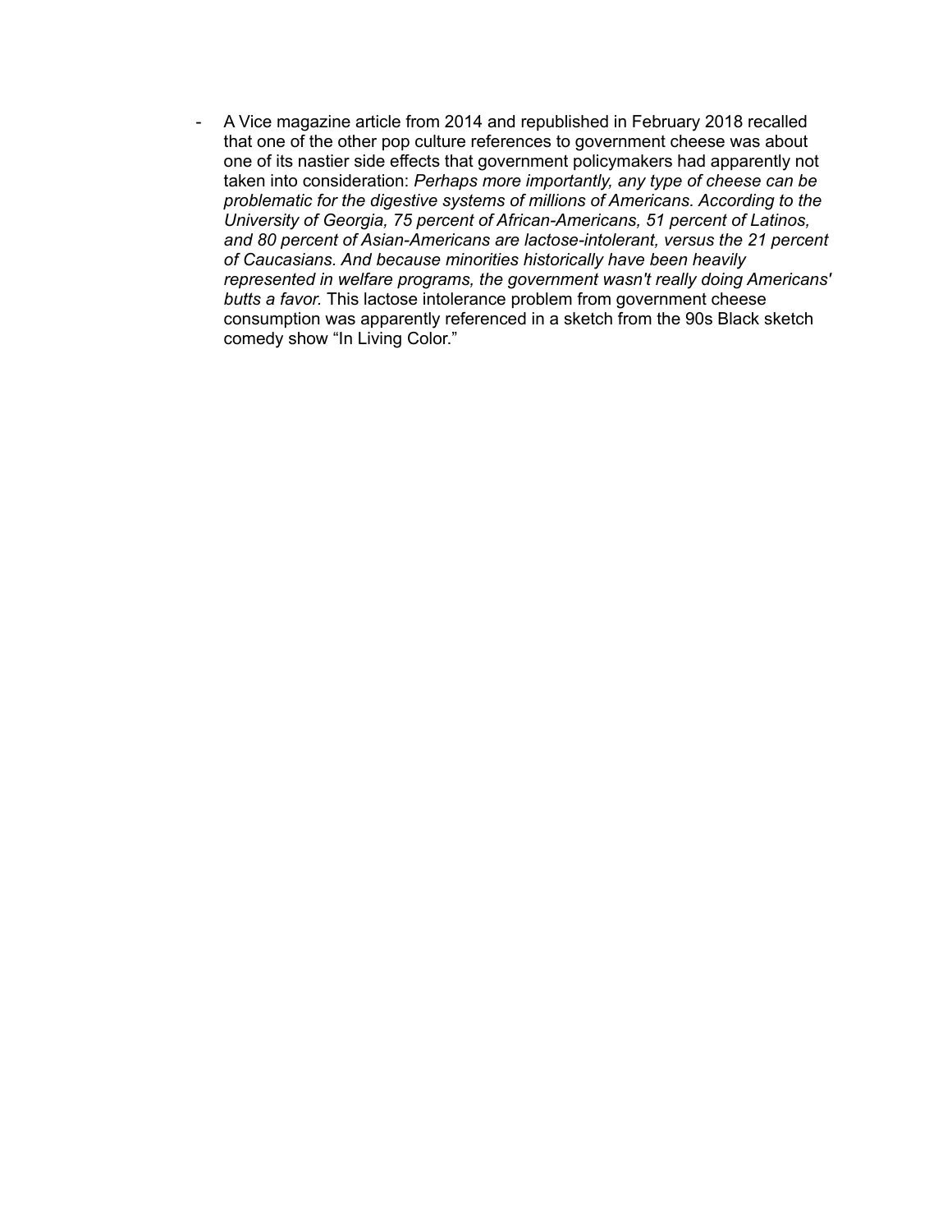- A Vice magazine article from 2014 and republished in February 2018 recalled that one of the other pop culture references to government cheese was about one of its nastier side effects that government policymakers had apparently not taken into consideration: *Perhaps more importantly, any type of cheese can be problematic for the digestive systems of millions of Americans. According to the University of Georgia, 75 percent of African-Americans, 51 percent of Latinos, and 80 percent of Asian-Americans are lactose-intolerant, versus the 21 percent of Caucasians. And because minorities historically have been heavily represented in welfare programs, the government wasn't really doing Americans' butts a favor.* This lactose intolerance problem from government cheese consumption was apparently referenced in a sketch from the 90s Black sketch comedy show "In Living Color."